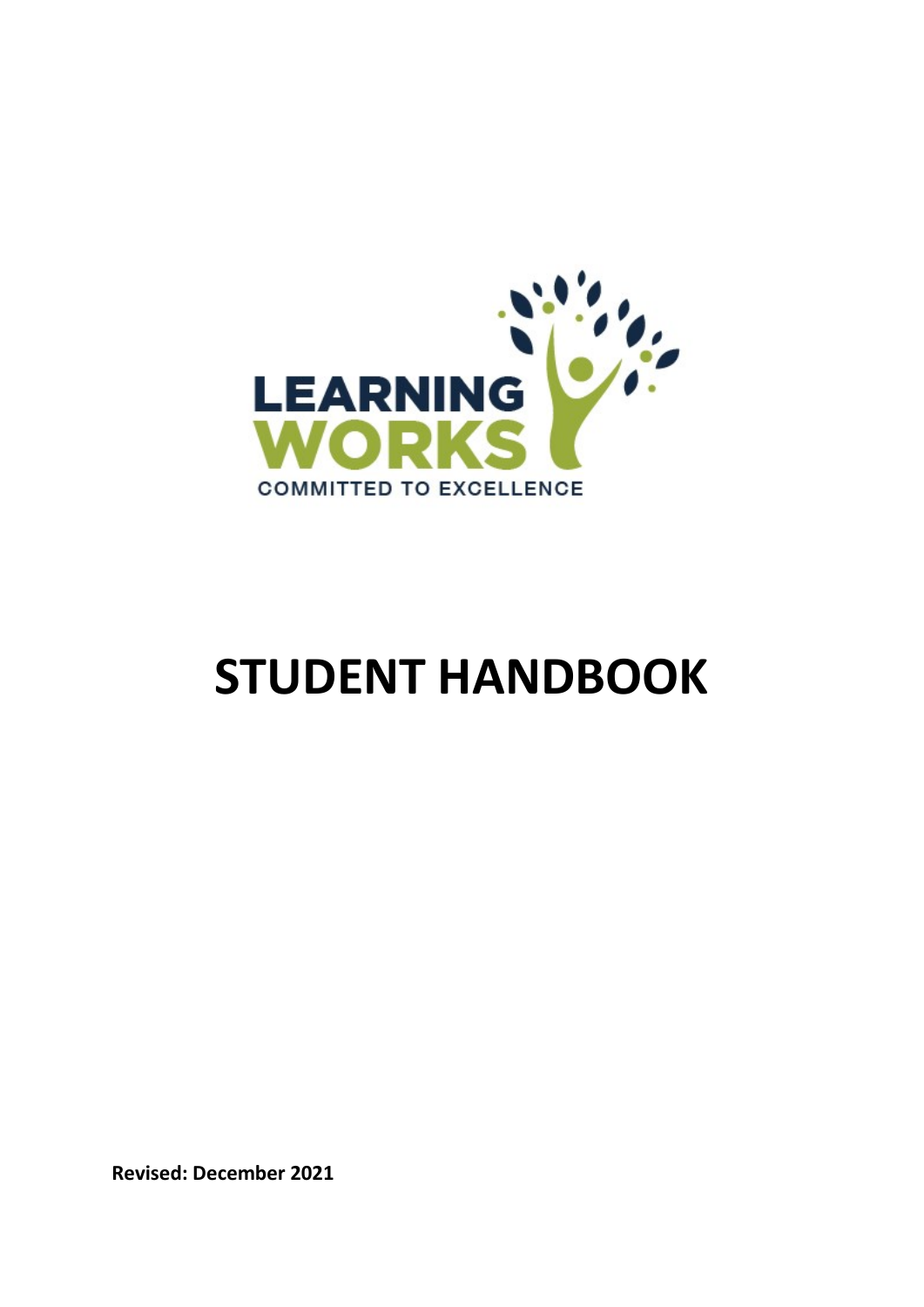LEARNING WORKS

COMMITTED TO EXCELLENCE

# STUDENT HANDBOOK

**Revised: December 2021**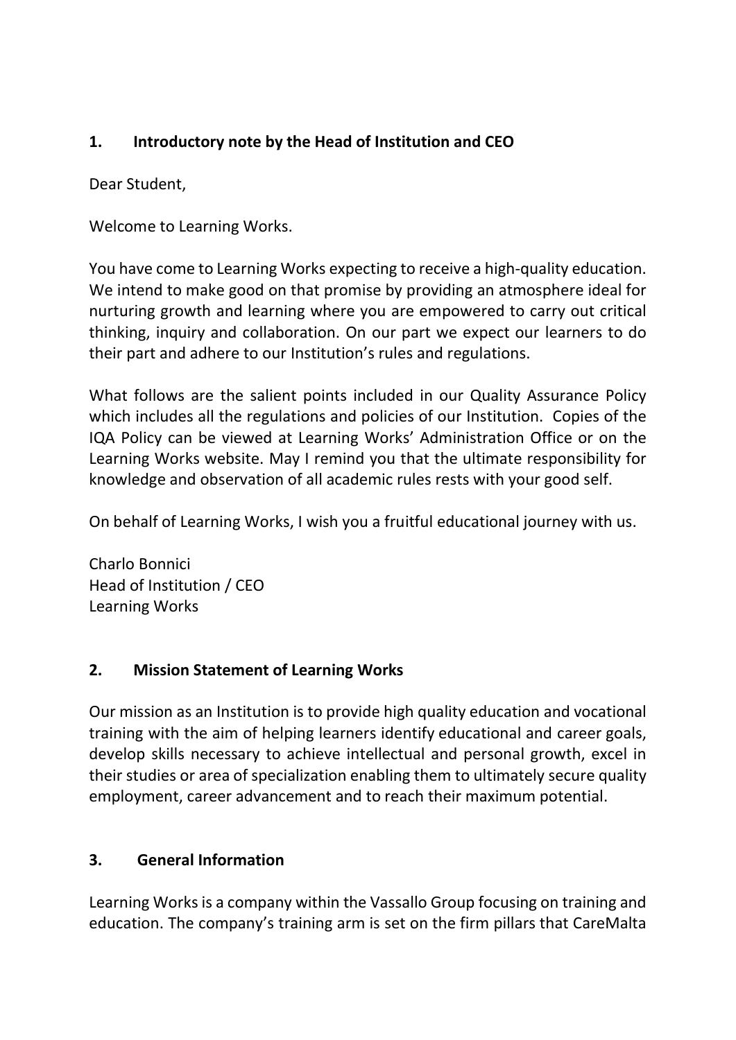## 1. Introductory note by the Head of Institution and CEO

Dear Student,

Welcome to Learning Works.

You have come to Learning Works expecting to receive a high-quality education. We intend to make good on that promise by providing an atmosphere ideal for nurturing growth and learning where you are empowered to carry out critical thinking, inquiry and collaboration. On our part we expect our learners to do their part and adhere to our Institution's rules and regulations.

What follows are the salient points included in our Quality Assurance Policy which includes all the regulations and policies of our Institution. Copies of the IQA Policy can be viewed at Learning Works' Administration Office or on the Learning Works website. May I remind you that the ultimate responsibility for knowledge and observation of all academic rules rests with your good self.

On behalf of Learning Works, I wish you a fruitful educational journey with us.

Charlo Bonnici
Head of Institution / CEO
Learning Works

## 2. Mission Statement of Learning Works

Our mission as an Institution is to provide high quality education and vocational training with the aim of helping learners identify educational and career goals, develop skills necessary to achieve intellectual and personal growth, excel in their studies or area of specialization enabling them to ultimately secure quality employment, career advancement and to reach their maximum potential.

## 3. General Information

Learning Works is a company within the Vassallo Group focusing on training and education. The company's training arm is set on the firm pillars that CareMalta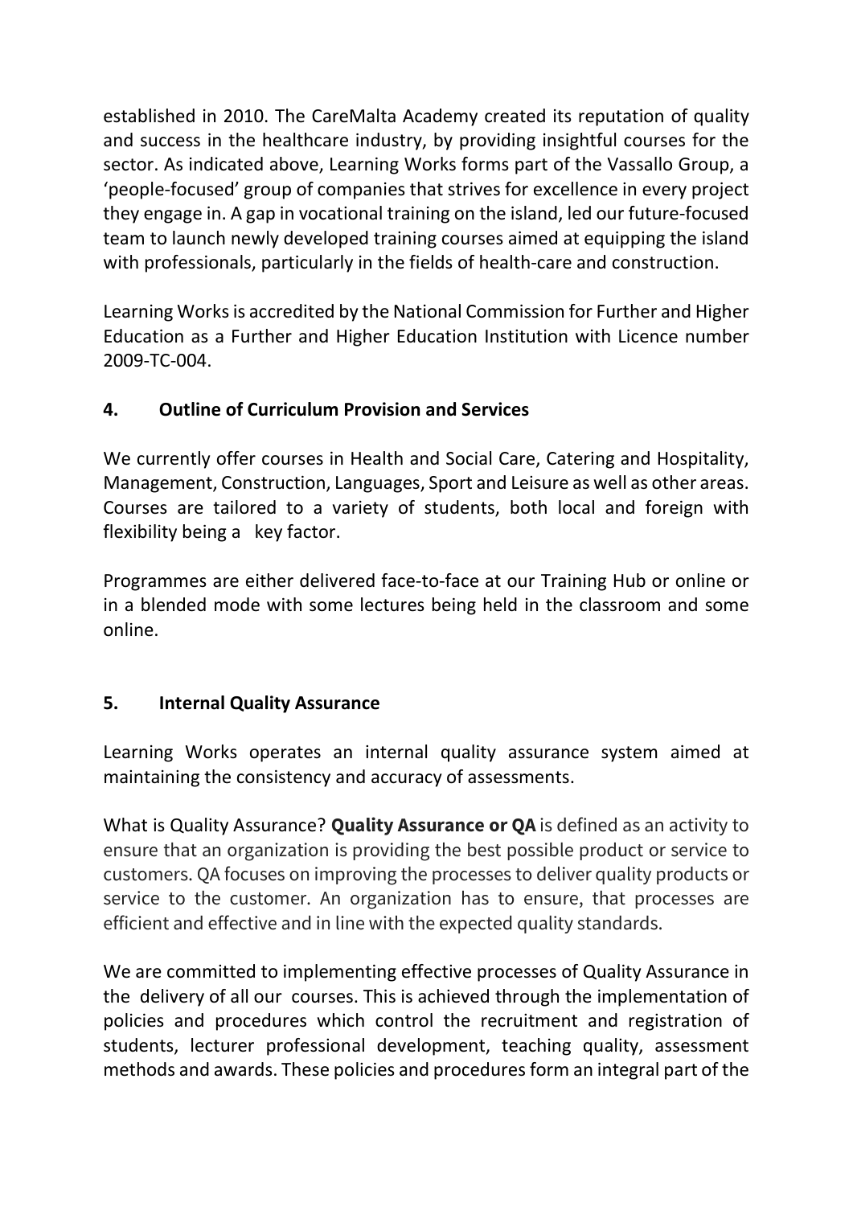established in 2010. The CareMalta Academy created its reputation of quality and success in the healthcare industry, by providing insightful courses for the sector. As indicated above, Learning Works forms part of the Vassallo Group, a 'people-focused' group of companies that strives for excellence in every project they engage in. A gap in vocational training on the island, led our future-focused team to launch newly developed training courses aimed at equipping the island with professionals, particularly in the fields of health-care and construction.

Learning Works is accredited by the National Commission for Further and Higher Education as a Further and Higher Education Institution with Licence number 2009-TC-004.

## 4. Outline of Curriculum Provision and Services

We currently offer courses in Health and Social Care, Catering and Hospitality, Management, Construction, Languages, Sport and Leisure as well as other areas. Courses are tailored to a variety of students, both local and foreign with flexibility being a key factor.

Programmes are either delivered face-to-face at our Training Hub or online or in a blended mode with some lectures being held in the classroom and some online.

## 5. Internal Quality Assurance

Learning Works operates an internal quality assurance system aimed at maintaining the consistency and accuracy of assessments.

What is Quality Assurance? **Quality Assurance or QA** is defined as an activity to ensure that an organization is providing the best possible product or service to customers. QA focuses on improving the processes to deliver quality products or service to the customer. An organization has to ensure, that processes are efficient and effective and in line with the expected quality standards.

We are committed to implementing effective processes of Quality Assurance in the delivery of all our courses. This is achieved through the implementation of policies and procedures which control the recruitment and registration of students, lecturer professional development, teaching quality, assessment methods and awards. These policies and procedures form an integral part of the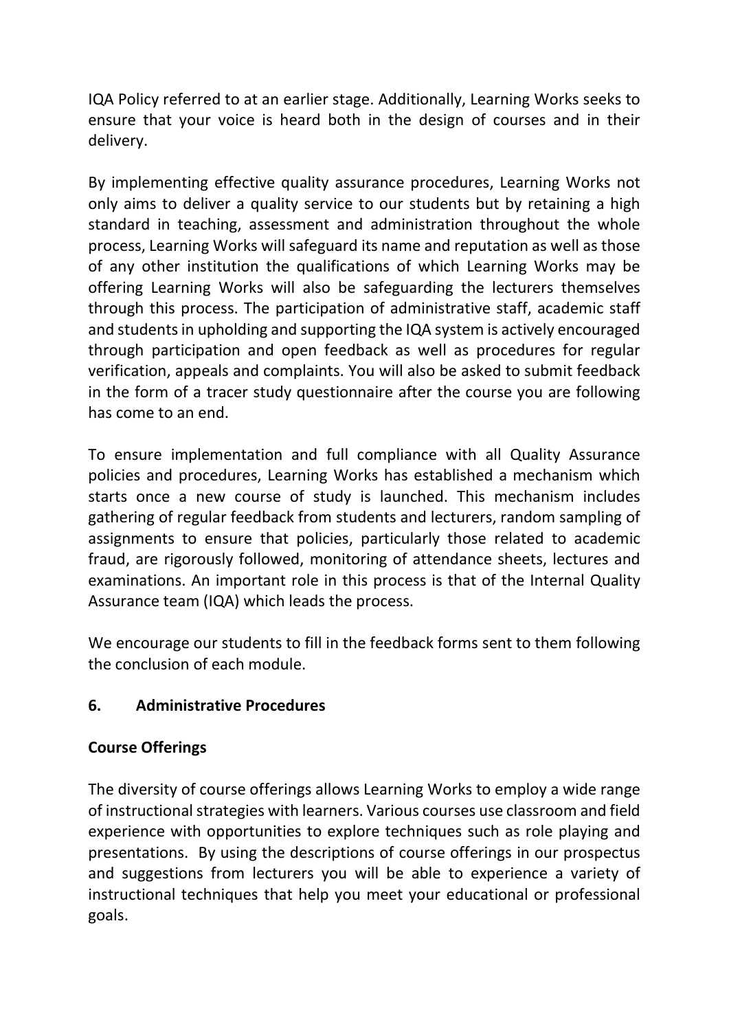IQA Policy referred to at an earlier stage. Additionally, Learning Works seeks to ensure that your voice is heard both in the design of courses and in their delivery.

By implementing effective quality assurance procedures, Learning Works not only aims to deliver a quality service to our students but by retaining a high standard in teaching, assessment and administration throughout the whole process, Learning Works will safeguard its name and reputation as well as those of any other institution the qualifications of which Learning Works may be offering Learning Works will also be safeguarding the lecturers themselves through this process. The participation of administrative staff, academic staff and students in upholding and supporting the IQA system is actively encouraged through participation and open feedback as well as procedures for regular verification, appeals and complaints. You will also be asked to submit feedback in the form of a tracer study questionnaire after the course you are following has come to an end.

To ensure implementation and full compliance with all Quality Assurance policies and procedures, Learning Works has established a mechanism which starts once a new course of study is launched. This mechanism includes gathering of regular feedback from students and lecturers, random sampling of assignments to ensure that policies, particularly those related to academic fraud, are rigorously followed, monitoring of attendance sheets, lectures and examinations. An important role in this process is that of the Internal Quality Assurance team (IQA) which leads the process.

We encourage our students to fill in the feedback forms sent to them following the conclusion of each module.

## 6. Administrative Procedures

### Course Offerings

The diversity of course offerings allows Learning Works to employ a wide range of instructional strategies with learners. Various courses use classroom and field experience with opportunities to explore techniques such as role playing and presentations. By using the descriptions of course offerings in our prospectus and suggestions from lecturers you will be able to experience a variety of instructional techniques that help you meet your educational or professional goals.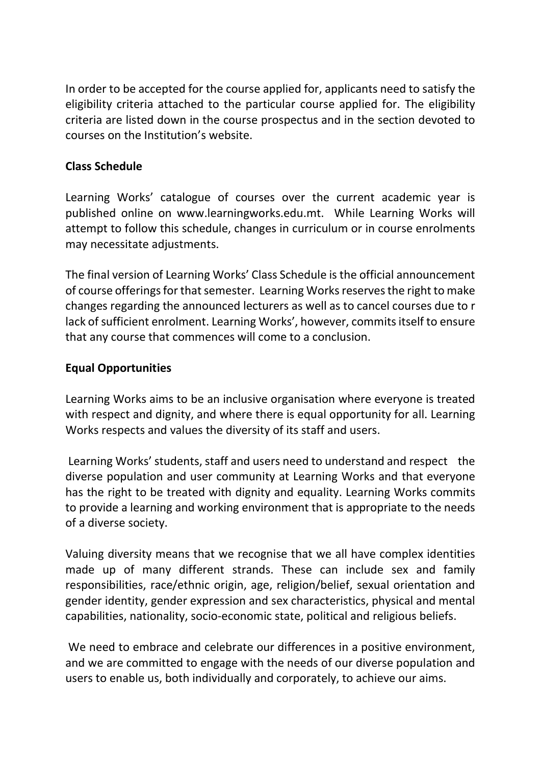In order to be accepted for the course applied for, applicants need to satisfy the eligibility criteria attached to the particular course applied for. The eligibility criteria are listed down in the course prospectus and in the section devoted to courses on the Institution's website.

**Class Schedule**

Learning Works' catalogue of courses over the current academic year is published online on www.learningworks.edu.mt. While Learning Works will attempt to follow this schedule, changes in curriculum or in course enrolments may necessitate adjustments.

The final version of Learning Works' Class Schedule is the official announcement of course offerings for that semester. Learning Works reserves the right to make changes regarding the announced lecturers as well as to cancel courses due to r lack of sufficient enrolment. Learning Works', however, commits itself to ensure that any course that commences will come to a conclusion.

**Equal Opportunities**

Learning Works aims to be an inclusive organisation where everyone is treated with respect and dignity, and where there is equal opportunity for all. Learning Works respects and values the diversity of its staff and users.

Learning Works' students, staff and users need to understand and respect the diverse population and user community at Learning Works and that everyone has the right to be treated with dignity and equality. Learning Works commits to provide a learning and working environment that is appropriate to the needs of a diverse society.

Valuing diversity means that we recognise that we all have complex identities made up of many different strands. These can include sex and family responsibilities, race/ethnic origin, age, religion/belief, sexual orientation and gender identity, gender expression and sex characteristics, physical and mental capabilities, nationality, socio-economic state, political and religious beliefs.

We need to embrace and celebrate our differences in a positive environment, and we are committed to engage with the needs of our diverse population and users to enable us, both individually and corporately, to achieve our aims.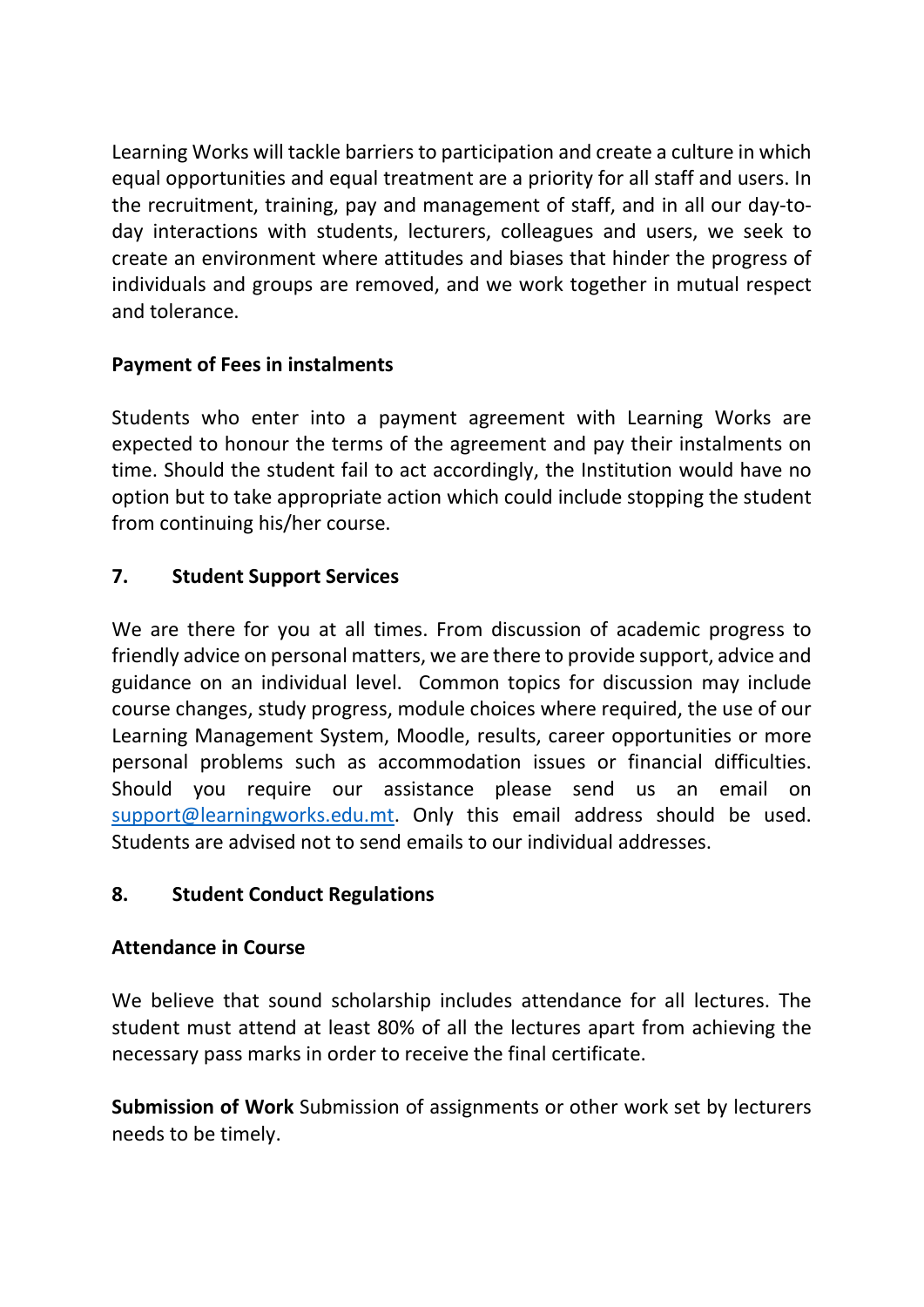Learning Works will tackle barriers to participation and create a culture in which equal opportunities and equal treatment are a priority for all staff and users. In the recruitment, training, pay and management of staff, and in all our day-to-day interactions with students, lecturers, colleagues and users, we seek to create an environment where attitudes and biases that hinder the progress of individuals and groups are removed, and we work together in mutual respect and tolerance.

**Payment of Fees in instalments**

Students who enter into a payment agreement with Learning Works are expected to honour the terms of the agreement and pay their instalments on time. Should the student fail to act accordingly, the Institution would have no option but to take appropriate action which could include stopping the student from continuing his/her course.

## 7. Student Support Services

We are there for you at all times. From discussion of academic progress to friendly advice on personal matters, we are there to provide support, advice and guidance on an individual level. Common topics for discussion may include course changes, study progress, module choices where required, the use of our Learning Management System, Moodle, results, career opportunities or more personal problems such as accommodation issues or financial difficulties. Should you require our assistance please send us an email on support@learningworks.edu.mt. Only this email address should be used. Students are advised not to send emails to our individual addresses.

## 8. Student Conduct Regulations

**Attendance in Course**

We believe that sound scholarship includes attendance for all lectures. The student must attend at least 80% of all the lectures apart from achieving the necessary pass marks in order to receive the final certificate.

**Submission of Work** Submission of assignments or other work set by lecturers needs to be timely.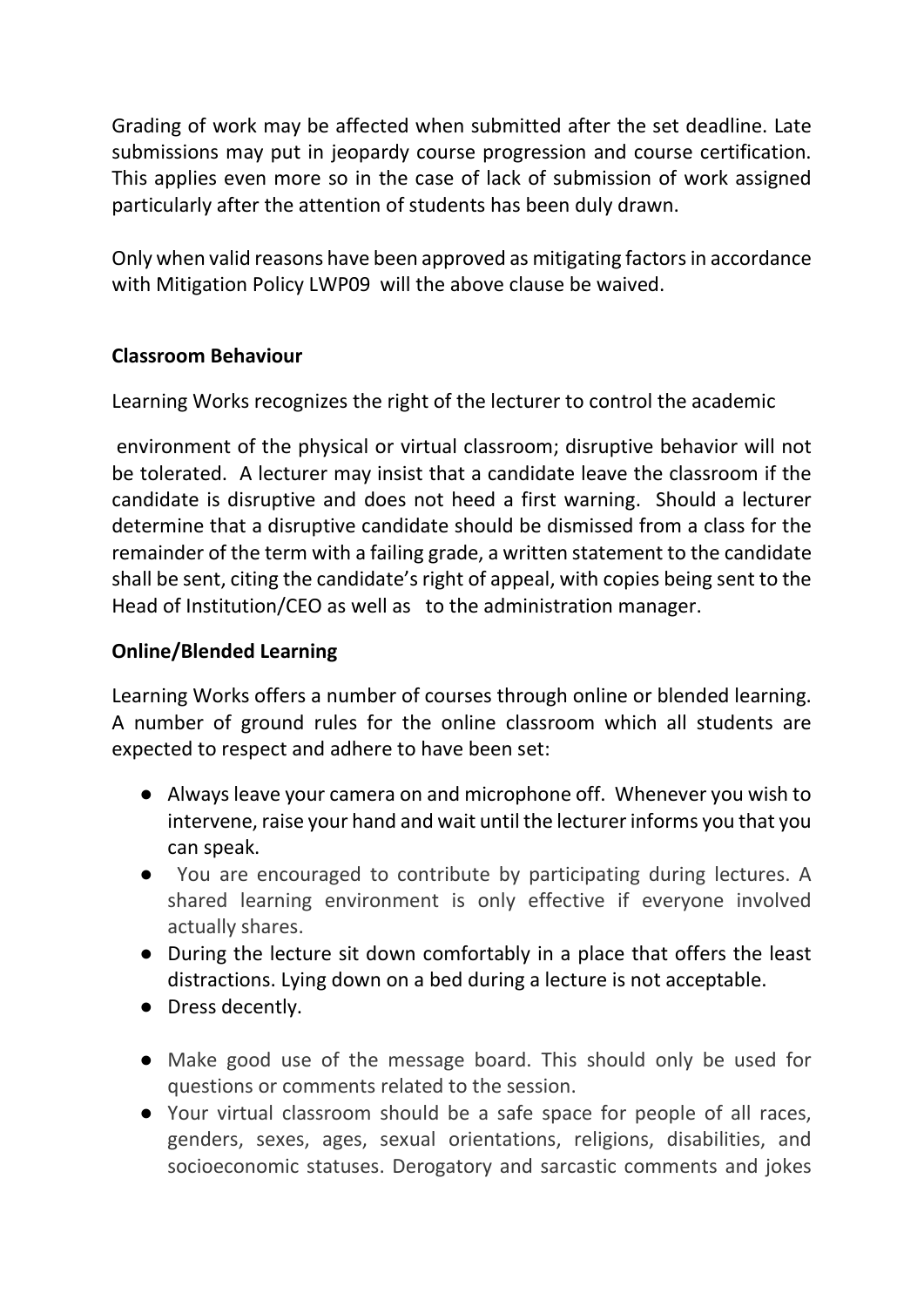Grading of work may be affected when submitted after the set deadline. Late submissions may put in jeopardy course progression and course certification. This applies even more so in the case of lack of submission of work assigned particularly after the attention of students has been duly drawn.

Only when valid reasons have been approved as mitigating factors in accordance with Mitigation Policy LWP09 will the above clause be waived.

**Classroom Behaviour**

Learning Works recognizes the right of the lecturer to control the academic environment of the physical or virtual classroom; disruptive behavior will not be tolerated. A lecturer may insist that a candidate leave the classroom if the candidate is disruptive and does not heed a first warning. Should a lecturer determine that a disruptive candidate should be dismissed from a class for the remainder of the term with a failing grade, a written statement to the candidate shall be sent, citing the candidate's right of appeal, with copies being sent to the Head of Institution/CEO as well as to the administration manager.

**Online/Blended Learning**

Learning Works offers a number of courses through online or blended learning. A number of ground rules for the online classroom which all students are expected to respect and adhere to have been set:

- Always leave your camera on and microphone off. Whenever you wish to intervene, raise your hand and wait until the lecturer informs you that you can speak.
- You are encouraged to contribute by participating during lectures. A shared learning environment is only effective if everyone involved actually shares.
- During the lecture sit down comfortably in a place that offers the least distractions. Lying down on a bed during a lecture is not acceptable.
- Dress decently.
- Make good use of the message board. This should only be used for questions or comments related to the session.
- Your virtual classroom should be a safe space for people of all races, genders, sexes, ages, sexual orientations, religions, disabilities, and socioeconomic statuses. Derogatory and sarcastic comments and jokes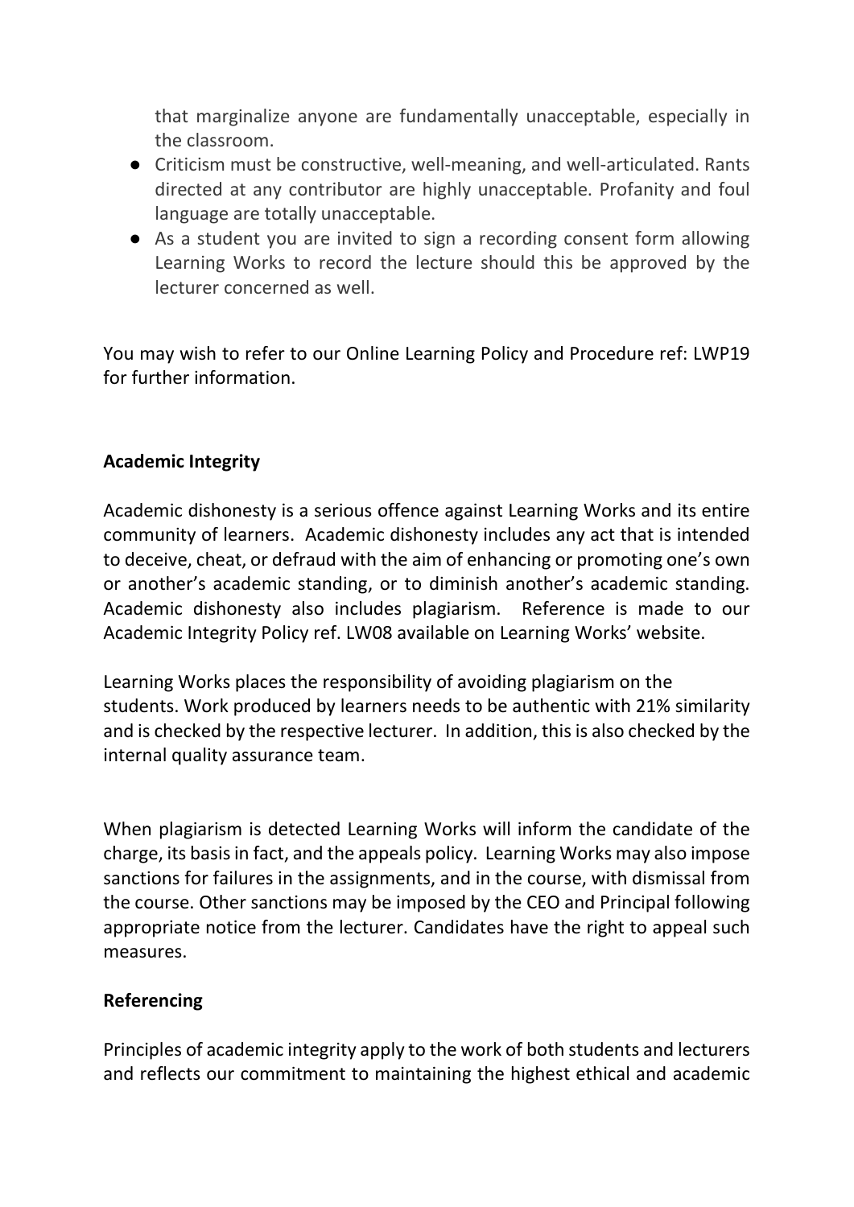that marginalize anyone are fundamentally unacceptable, especially in the classroom.

- Criticism must be constructive, well-meaning, and well-articulated. Rants directed at any contributor are highly unacceptable. Profanity and foul language are totally unacceptable.
- As a student you are invited to sign a recording consent form allowing Learning Works to record the lecture should this be approved by the lecturer concerned as well.

You may wish to refer to our Online Learning Policy and Procedure ref: LWP19 for further information.

**Academic Integrity**

Academic dishonesty is a serious offence against Learning Works and its entire community of learners. Academic dishonesty includes any act that is intended to deceive, cheat, or defraud with the aim of enhancing or promoting one's own or another's academic standing, or to diminish another's academic standing. Academic dishonesty also includes plagiarism. Reference is made to our Academic Integrity Policy ref. LW08 available on Learning Works' website.

Learning Works places the responsibility of avoiding plagiarism on the students. Work produced by learners needs to be authentic with 21% similarity and is checked by the respective lecturer. In addition, this is also checked by the internal quality assurance team.

When plagiarism is detected Learning Works will inform the candidate of the charge, its basis in fact, and the appeals policy. Learning Works may also impose sanctions for failures in the assignments, and in the course, with dismissal from the course. Other sanctions may be imposed by the CEO and Principal following appropriate notice from the lecturer. Candidates have the right to appeal such measures.

**Referencing**

Principles of academic integrity apply to the work of both students and lecturers and reflects our commitment to maintaining the highest ethical and academic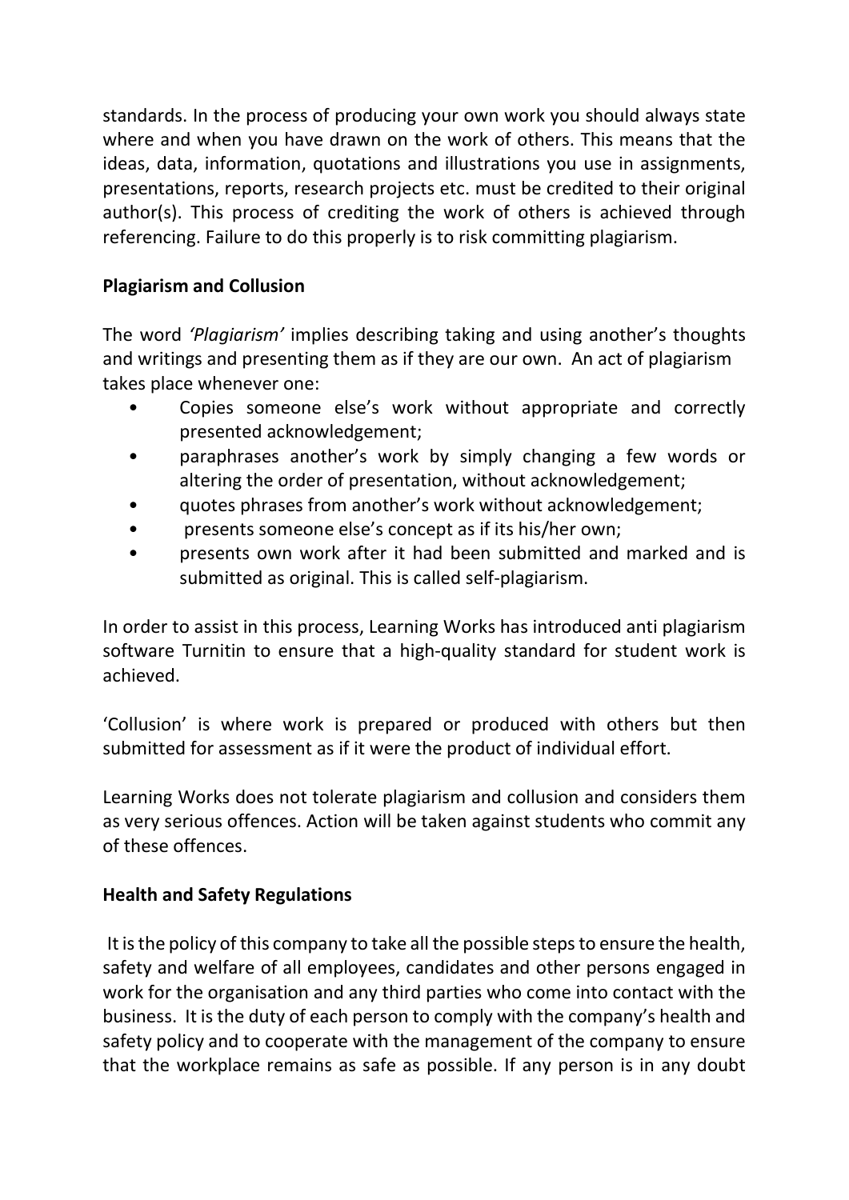standards. In the process of producing your own work you should always state where and when you have drawn on the work of others. This means that the ideas, data, information, quotations and illustrations you use in assignments, presentations, reports, research projects etc. must be credited to their original author(s). This process of crediting the work of others is achieved through referencing. Failure to do this properly is to risk committing plagiarism.

**Plagiarism and Collusion**

The word *'Plagiarism'* implies describing taking and using another's thoughts and writings and presenting them as if they are our own. An act of plagiarism takes place whenever one:

- Copies someone else's work without appropriate and correctly presented acknowledgement;
- paraphrases another's work by simply changing a few words or altering the order of presentation, without acknowledgement;
- quotes phrases from another's work without acknowledgement;
- presents someone else's concept as if its his/her own;
- presents own work after it had been submitted and marked and is submitted as original. This is called self-plagiarism.

In order to assist in this process, Learning Works has introduced anti plagiarism software Turnitin to ensure that a high-quality standard for student work is achieved.

'Collusion' is where work is prepared or produced with others but then submitted for assessment as if it were the product of individual effort.

Learning Works does not tolerate plagiarism and collusion and considers them as very serious offences. Action will be taken against students who commit any of these offences.

**Health and Safety Regulations**

It is the policy of this company to take all the possible steps to ensure the health, safety and welfare of all employees, candidates and other persons engaged in work for the organisation and any third parties who come into contact with the business. It is the duty of each person to comply with the company's health and safety policy and to cooperate with the management of the company to ensure that the workplace remains as safe as possible. If any person is in any doubt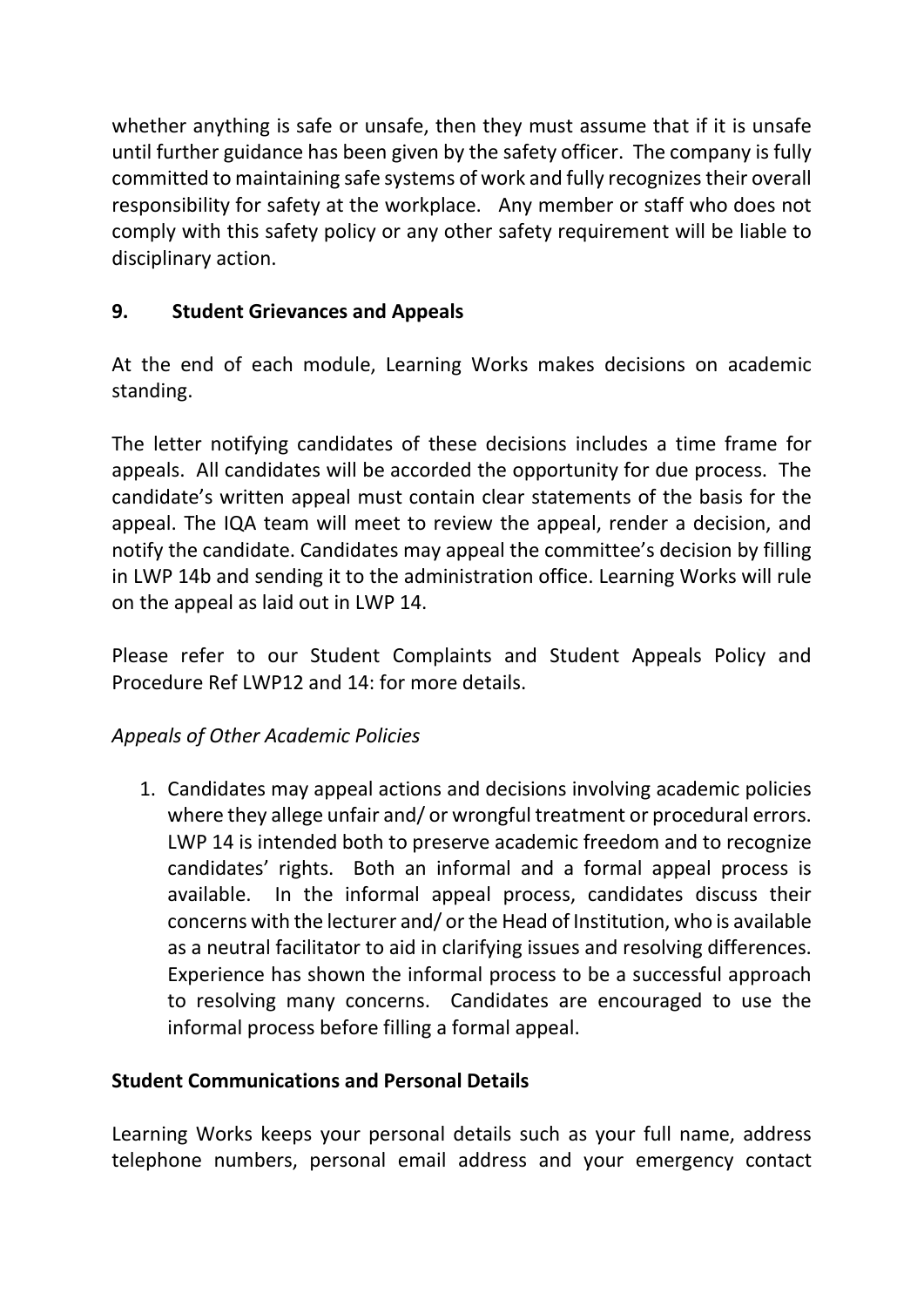whether anything is safe or unsafe, then they must assume that if it is unsafe until further guidance has been given by the safety officer. The company is fully committed to maintaining safe systems of work and fully recognizes their overall responsibility for safety at the workplace. Any member or staff who does not comply with this safety policy or any other safety requirement will be liable to disciplinary action.

## 9. Student Grievances and Appeals

At the end of each module, Learning Works makes decisions on academic standing.

The letter notifying candidates of these decisions includes a time frame for appeals. All candidates will be accorded the opportunity for due process. The candidate's written appeal must contain clear statements of the basis for the appeal. The IQA team will meet to review the appeal, render a decision, and notify the candidate. Candidates may appeal the committee's decision by filling in LWP 14b and sending it to the administration office. Learning Works will rule on the appeal as laid out in LWP 14.

Please refer to our Student Complaints and Student Appeals Policy and Procedure Ref LWP12 and 14: for more details.

*Appeals of Other Academic Policies*

1. Candidates may appeal actions and decisions involving academic policies where they allege unfair and/ or wrongful treatment or procedural errors. LWP 14 is intended both to preserve academic freedom and to recognize candidates' rights. Both an informal and a formal appeal process is available. In the informal appeal process, candidates discuss their concerns with the lecturer and/ or the Head of Institution, who is available as a neutral facilitator to aid in clarifying issues and resolving differences. Experience has shown the informal process to be a successful approach to resolving many concerns. Candidates are encouraged to use the informal process before filling a formal appeal.

**Student Communications and Personal Details**

Learning Works keeps your personal details such as your full name, address telephone numbers, personal email address and your emergency contact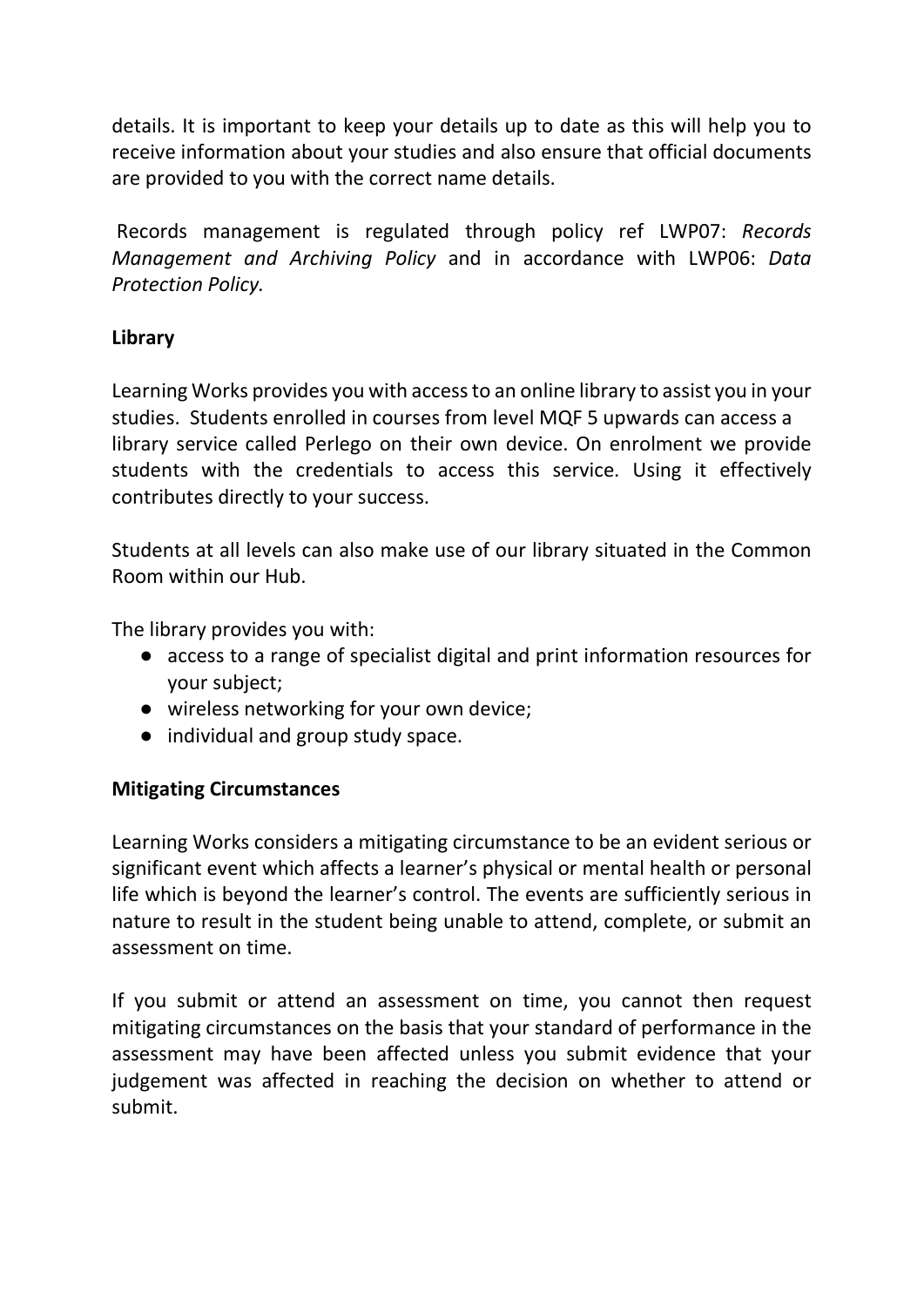details. It is important to keep your details up to date as this will help you to receive information about your studies and also ensure that official documents are provided to you with the correct name details.

Records management is regulated through policy ref LWP07: *Records Management and Archiving Policy* and in accordance with LWP06: *Data Protection Policy.*

**Library**

Learning Works provides you with access to an online library to assist you in your studies. Students enrolled in courses from level MQF 5 upwards can access a library service called Perlego on their own device. On enrolment we provide students with the credentials to access this service. Using it effectively contributes directly to your success.

Students at all levels can also make use of our library situated in the Common Room within our Hub.

The library provides you with:

- access to a range of specialist digital and print information resources for your subject;
- wireless networking for your own device;
- individual and group study space.

**Mitigating Circumstances**

Learning Works considers a mitigating circumstance to be an evident serious or significant event which affects a learner's physical or mental health or personal life which is beyond the learner's control. The events are sufficiently serious in nature to result in the student being unable to attend, complete, or submit an assessment on time.

If you submit or attend an assessment on time, you cannot then request mitigating circumstances on the basis that your standard of performance in the assessment may have been affected unless you submit evidence that your judgement was affected in reaching the decision on whether to attend or submit.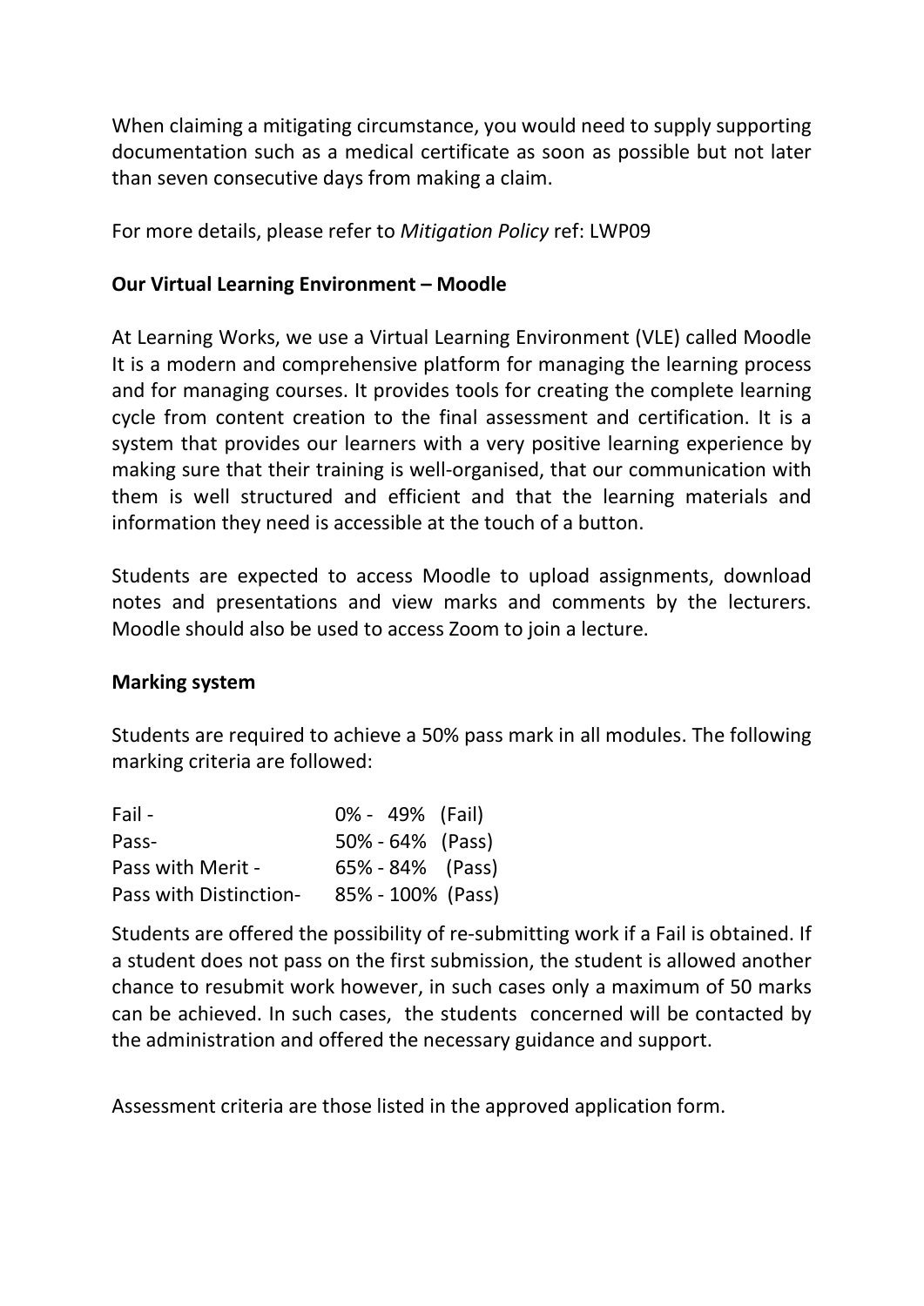When claiming a mitigating circumstance, you would need to supply supporting documentation such as a medical certificate as soon as possible but not later than seven consecutive days from making a claim.

For more details, please refer to *Mitigation Policy* ref: LWP09

**Our Virtual Learning Environment – Moodle**

At Learning Works, we use a Virtual Learning Environment (VLE) called Moodle It is a modern and comprehensive platform for managing the learning process and for managing courses. It provides tools for creating the complete learning cycle from content creation to the final assessment and certification. It is a system that provides our learners with a very positive learning experience by making sure that their training is well-organised, that our communication with them is well structured and efficient and that the learning materials and information they need is accessible at the touch of a button.

Students are expected to access Moodle to upload assignments, download notes and presentations and view marks and comments by the lecturers. Moodle should also be used to access Zoom to join a lecture.

**Marking system**

Students are required to achieve a 50% pass mark in all modules. The following marking criteria are followed:

| | |
|---|---|
| Fail - | 0% - 49% (Fail) |
| Pass- | 50% - 64% (Pass) |
| Pass with Merit - | 65% - 84% (Pass) |
| Pass with Distinction- | 85% - 100% (Pass) |

Students are offered the possibility of re-submitting work if a Fail is obtained. If a student does not pass on the first submission, the student is allowed another chance to resubmit work however, in such cases only a maximum of 50 marks can be achieved. In such cases, the students concerned will be contacted by the administration and offered the necessary guidance and support.

Assessment criteria are those listed in the approved application form.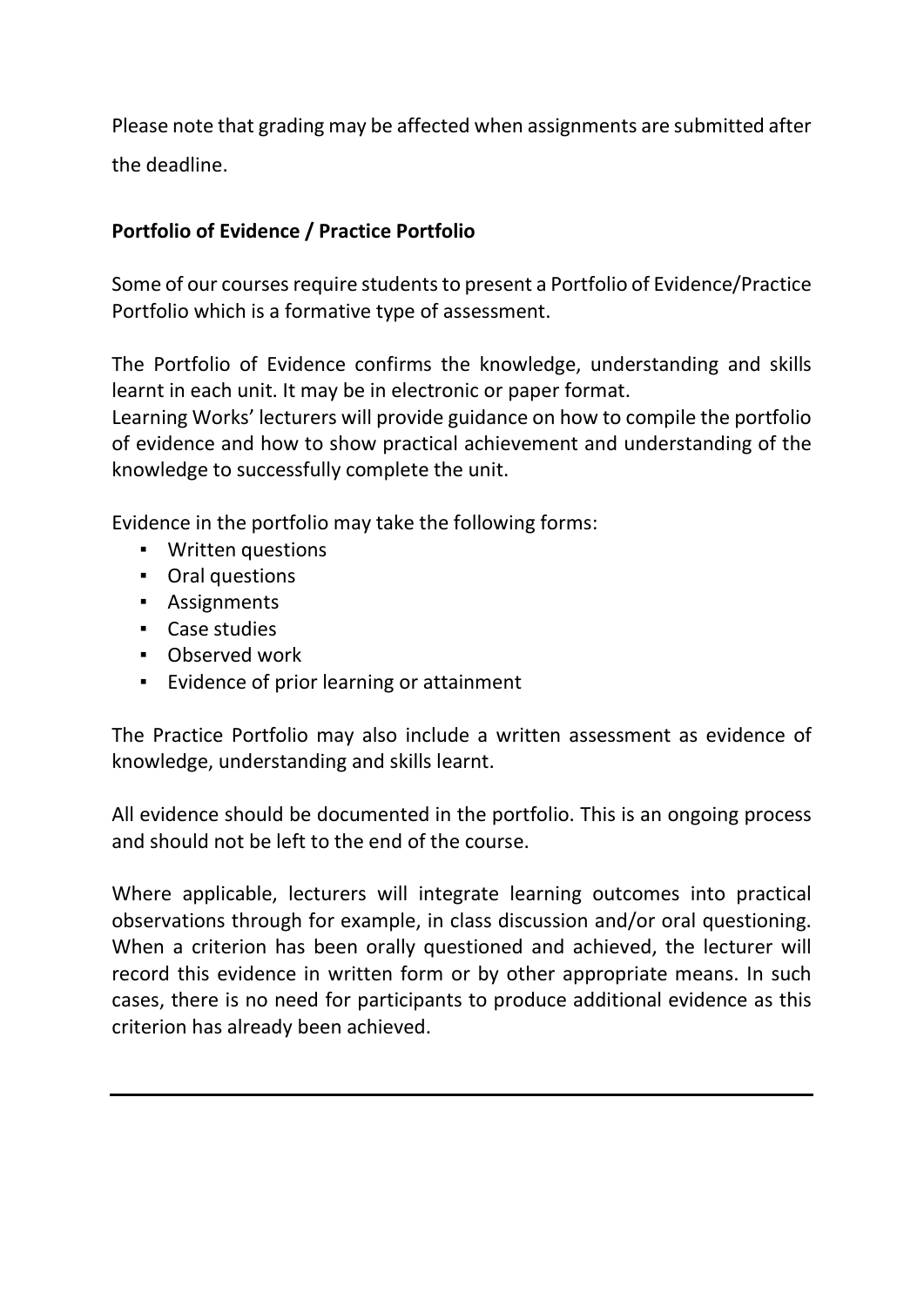Please note that grading may be affected when assignments are submitted after the deadline.

**Portfolio of Evidence / Practice Portfolio**

Some of our courses require students to present a Portfolio of Evidence/Practice Portfolio which is a formative type of assessment.

The Portfolio of Evidence confirms the knowledge, understanding and skills learnt in each unit. It may be in electronic or paper format.
Learning Works' lecturers will provide guidance on how to compile the portfolio of evidence and how to show practical achievement and understanding of the knowledge to successfully complete the unit.

Evidence in the portfolio may take the following forms:

- Written questions
- Oral questions
- Assignments
- Case studies
- Observed work
- Evidence of prior learning or attainment

The Practice Portfolio may also include a written assessment as evidence of knowledge, understanding and skills learnt.

All evidence should be documented in the portfolio. This is an ongoing process and should not be left to the end of the course.

Where applicable, lecturers will integrate learning outcomes into practical observations through for example, in class discussion and/or oral questioning. When a criterion has been orally questioned and achieved, the lecturer will record this evidence in written form or by other appropriate means. In such cases, there is no need for participants to produce additional evidence as this criterion has already been achieved.